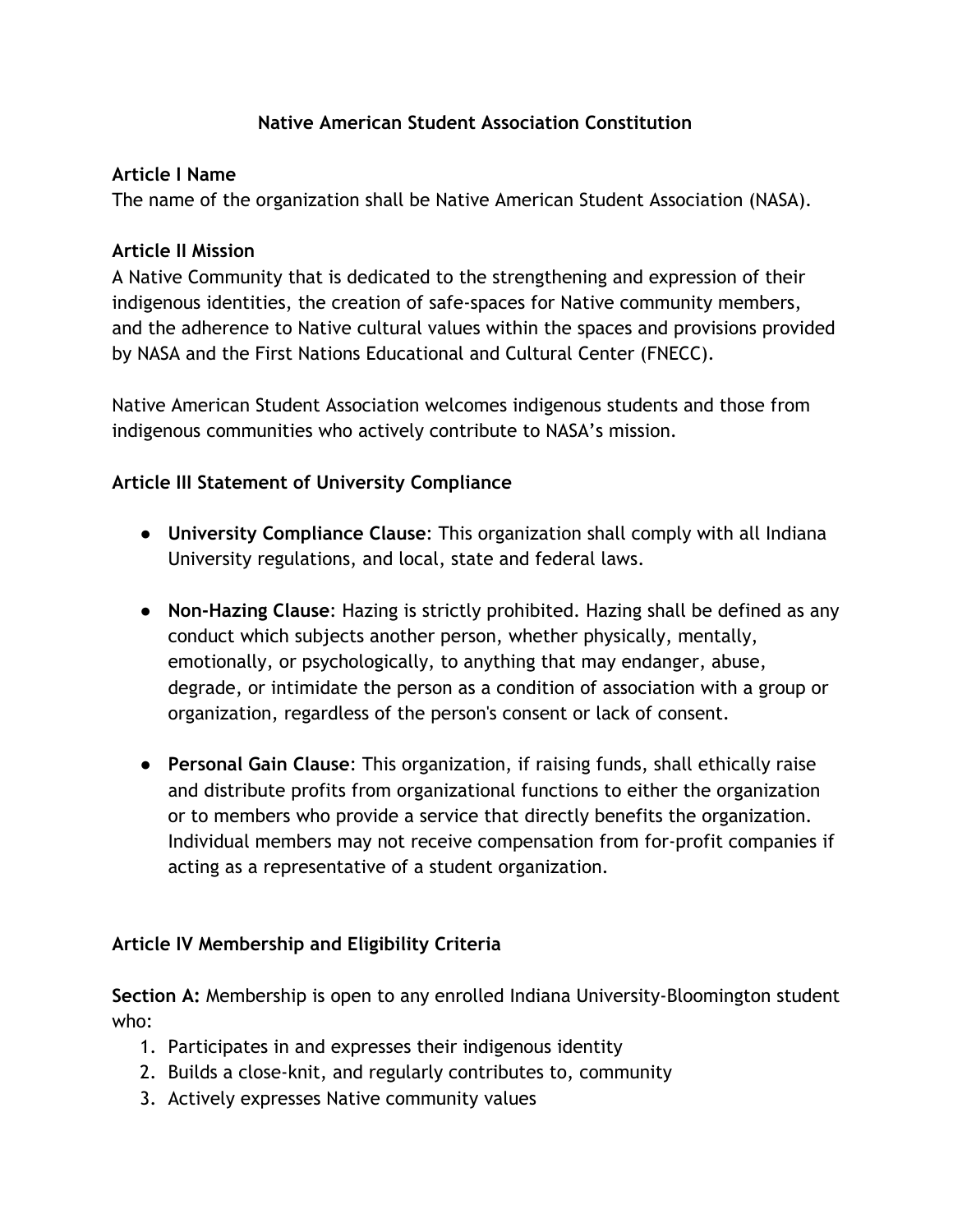# Native American Student Association Constitution

## Article I Name

The name of the organization shall be Native American Student Association (NASA).

## Article II Mission

A Native Community that is dedicated to the strengthening and expression of their indigenous identities, the creation of safe-spaces for Native community members, and the adherence to Native cultural values within the spaces and provisions provided by NASA and the First Nations Educational and Cultural Center (FNECC).

Native American Student Association welcomes indigenous students and those from indigenous communities who actively contribute to NASA's mission.

## Article III Statement of University Compliance

- **University Compliance Clause**: This organization shall comply with all Indiana University regulations, and local, state and federal laws.
- **Non-Hazing Clause**: Hazing is strictly prohibited. Hazing shall be defined as any conduct which subjects another person, whether physically, mentally, emotionally, or psychologically, to anything that may endanger, abuse, degrade, or intimidate the person as a condition of association with a group or organization, regardless of the person's consent or lack of consent.
- **Personal Gain Clause**: This organization, if raising funds, shall ethically raise and distribute profits from organizational functions to either the organization or to members who provide a service that directly benefits the organization. Individual members may not receive compensation from for-profit companies if acting as a representative of a student organization.

## Article IV Membership and Eligibility Criteria

**Section A:** Membership is open to any enrolled Indiana University-Bloomington student who:

1. Participates in and expresses their indigenous identity
2. Builds a close-knit, and regularly contributes to, community
3. Actively expresses Native community values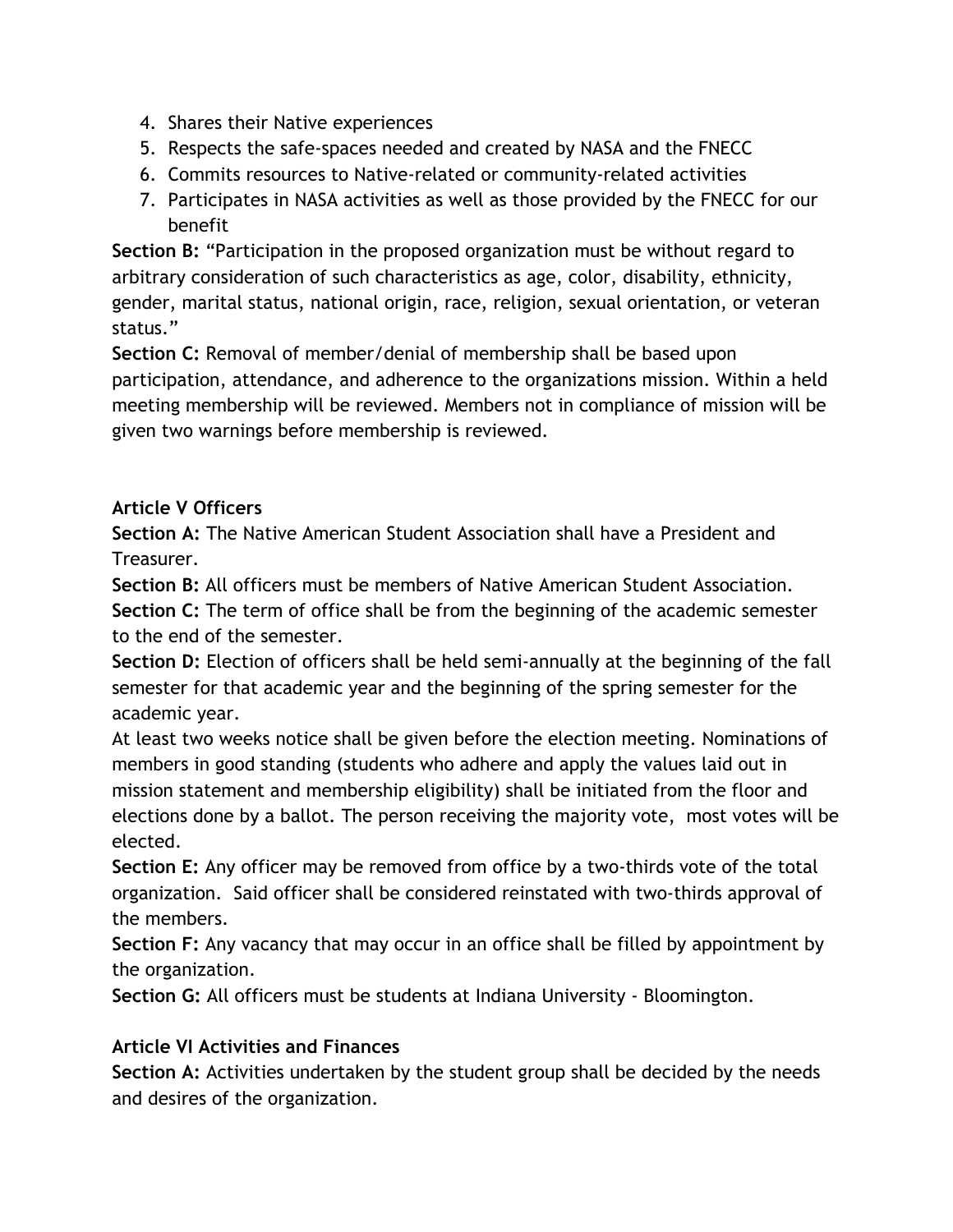4. Shares their Native experiences
5. Respects the safe-spaces needed and created by NASA and the FNECC
6. Commits resources to Native-related or community-related activities
7. Participates in NASA activities as well as those provided by the FNECC for our benefit

**Section B:** "Participation in the proposed organization must be without regard to arbitrary consideration of such characteristics as age, color, disability, ethnicity, gender, marital status, national origin, race, religion, sexual orientation, or veteran status."

**Section C:** Removal of member/denial of membership shall be based upon participation, attendance, and adherence to the organizations mission. Within a held meeting membership will be reviewed. Members not in compliance of mission will be given two warnings before membership is reviewed.

**Article V Officers**

**Section A:** The Native American Student Association shall have a President and Treasurer.

**Section B:** All officers must be members of Native American Student Association.

**Section C:** The term of office shall be from the beginning of the academic semester to the end of the semester.

**Section D:** Election of officers shall be held semi-annually at the beginning of the fall semester for that academic year and the beginning of the spring semester for the academic year.

At least two weeks notice shall be given before the election meeting. Nominations of members in good standing (students who adhere and apply the values laid out in mission statement and membership eligibility) shall be initiated from the floor and elections done by a ballot. The person receiving the majority vote, most votes will be elected.

**Section E:** Any officer may be removed from office by a two-thirds vote of the total organization. Said officer shall be considered reinstated with two-thirds approval of the members.

**Section F:** Any vacancy that may occur in an office shall be filled by appointment by the organization.

**Section G:** All officers must be students at Indiana University - Bloomington.

**Article VI Activities and Finances**

**Section A:** Activities undertaken by the student group shall be decided by the needs and desires of the organization.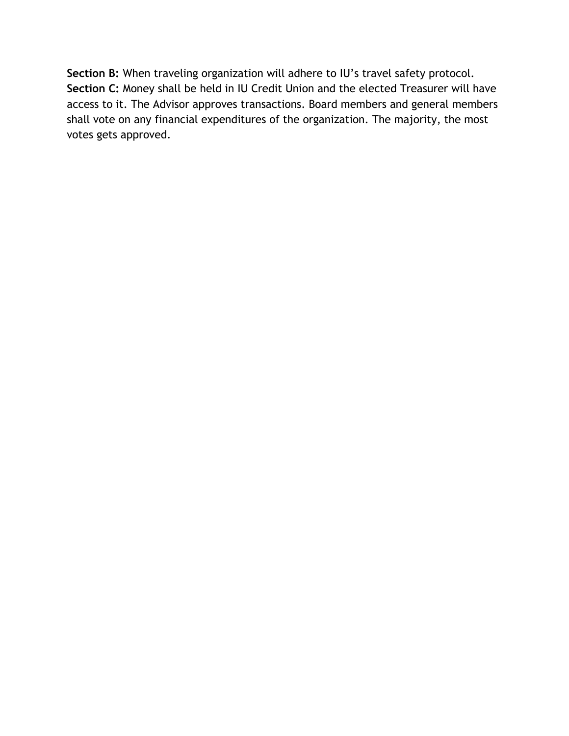**Section B:** When traveling organization will adhere to IU's travel safety protocol.
**Section C:** Money shall be held in IU Credit Union and the elected Treasurer will have access to it. The Advisor approves transactions. Board members and general members shall vote on any financial expenditures of the organization. The majority, the most votes gets approved.